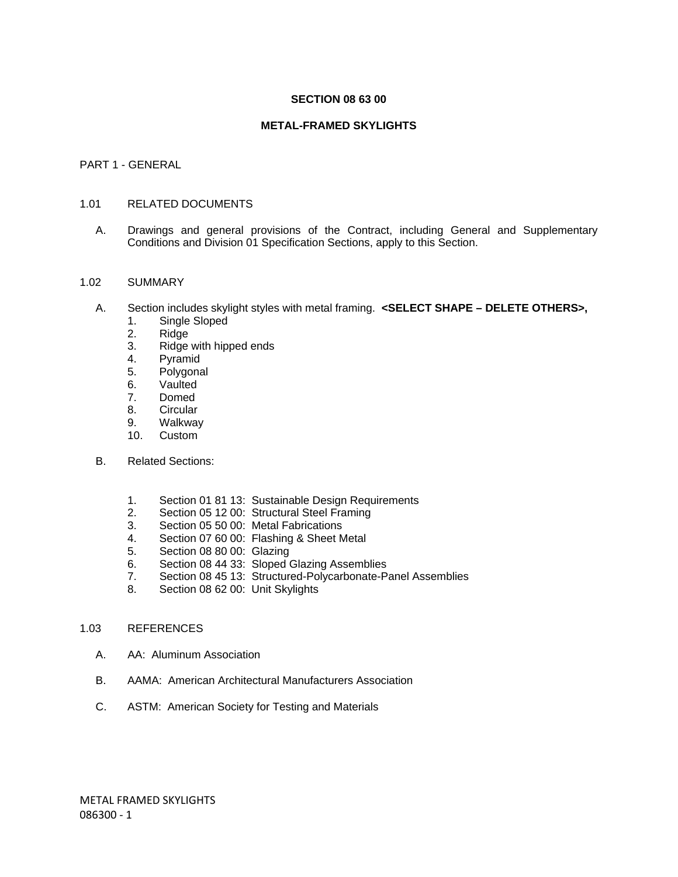# SECTION 08 63 00

## METAL-FRAMED SKYLIGHTS

PART 1 - GENERAL

### 1.01 RELATED DOCUMENTS

A. Drawings and general provisions of the Contract, including General and Supplementary Conditions and Division 01 Specification Sections, apply to this Section.

### 1.02 SUMMARY

A. Section includes skylight styles with metal framing. **<SELECT SHAPE – DELETE OTHERS>,**

1. Single Sloped
2. Ridge
3. Ridge with hipped ends
4. Pyramid
5. Polygonal
6. Vaulted
7. Domed
8. Circular
9. Walkway
10. Custom

B. Related Sections:

1. Section 01 81 13: Sustainable Design Requirements
2. Section 05 12 00: Structural Steel Framing
3. Section 05 50 00: Metal Fabrications
4. Section 07 60 00: Flashing & Sheet Metal
5. Section 08 80 00: Glazing
6. Section 08 44 33: Sloped Glazing Assemblies
7. Section 08 45 13: Structured-Polycarbonate-Panel Assemblies
8. Section 08 62 00: Unit Skylights

### 1.03 REFERENCES

A. AA: Aluminum Association

B. AAMA: American Architectural Manufacturers Association

C. ASTM: American Society for Testing and Materials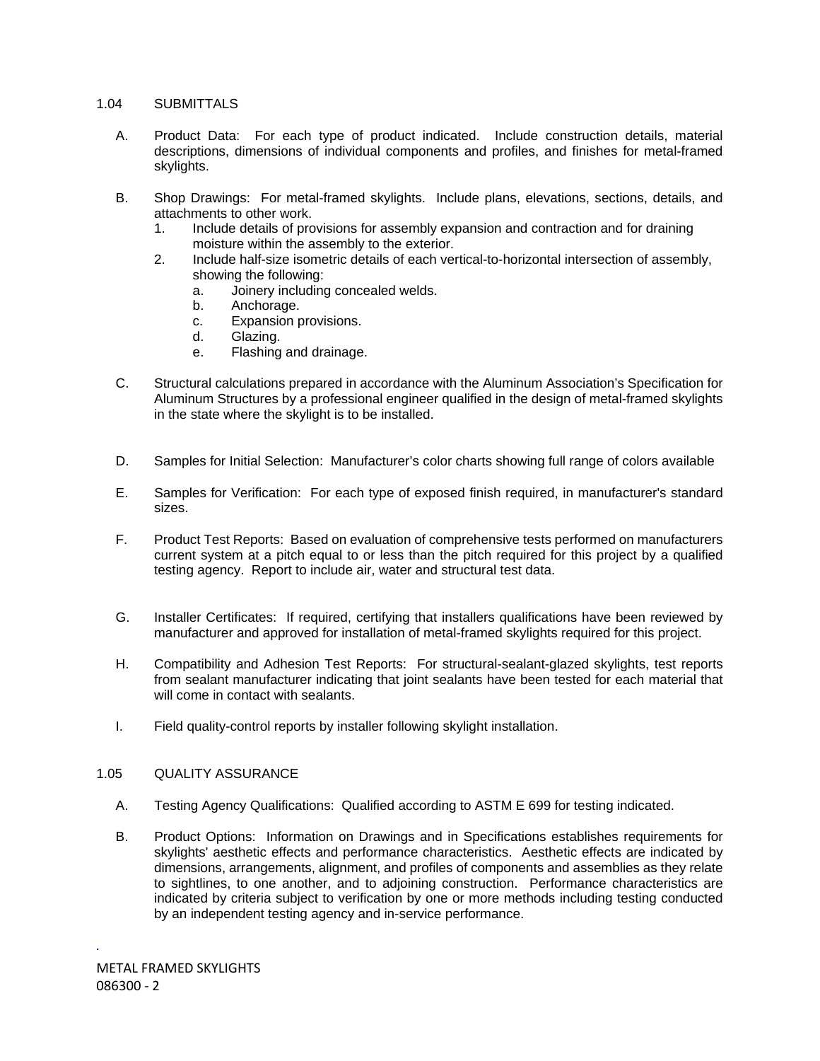## 1.04 SUBMITTALS

A. Product Data: For each type of product indicated. Include construction details, material descriptions, dimensions of individual components and profiles, and finishes for metal-framed skylights.

B. Shop Drawings: For metal-framed skylights. Include plans, elevations, sections, details, and attachments to other work.
   1. Include details of provisions for assembly expansion and contraction and for draining moisture within the assembly to the exterior.
   2. Include half-size isometric details of each vertical-to-horizontal intersection of assembly, showing the following:
      a. Joinery including concealed welds.
      b. Anchorage.
      c. Expansion provisions.
      d. Glazing.
      e. Flashing and drainage.

C. Structural calculations prepared in accordance with the Aluminum Association's Specification for Aluminum Structures by a professional engineer qualified in the design of metal-framed skylights in the state where the skylight is to be installed.

D. Samples for Initial Selection: Manufacturer's color charts showing full range of colors available

E. Samples for Verification: For each type of exposed finish required, in manufacturer's standard sizes.

F. Product Test Reports: Based on evaluation of comprehensive tests performed on manufacturers current system at a pitch equal to or less than the pitch required for this project by a qualified testing agency. Report to include air, water and structural test data.

G. Installer Certificates: If required, certifying that installers qualifications have been reviewed by manufacturer and approved for installation of metal-framed skylights required for this project.

H. Compatibility and Adhesion Test Reports: For structural-sealant-glazed skylights, test reports from sealant manufacturer indicating that joint sealants have been tested for each material that will come in contact with sealants.

I. Field quality-control reports by installer following skylight installation.

## 1.05 QUALITY ASSURANCE

A. Testing Agency Qualifications: Qualified according to ASTM E 699 for testing indicated.

B. Product Options: Information on Drawings and in Specifications establishes requirements for skylights' aesthetic effects and performance characteristics. Aesthetic effects are indicated by dimensions, arrangements, alignment, and profiles of components and assemblies as they relate to sightlines, to one another, and to adjoining construction. Performance characteristics are indicated by criteria subject to verification by one or more methods including testing conducted by an independent testing agency and in-service performance.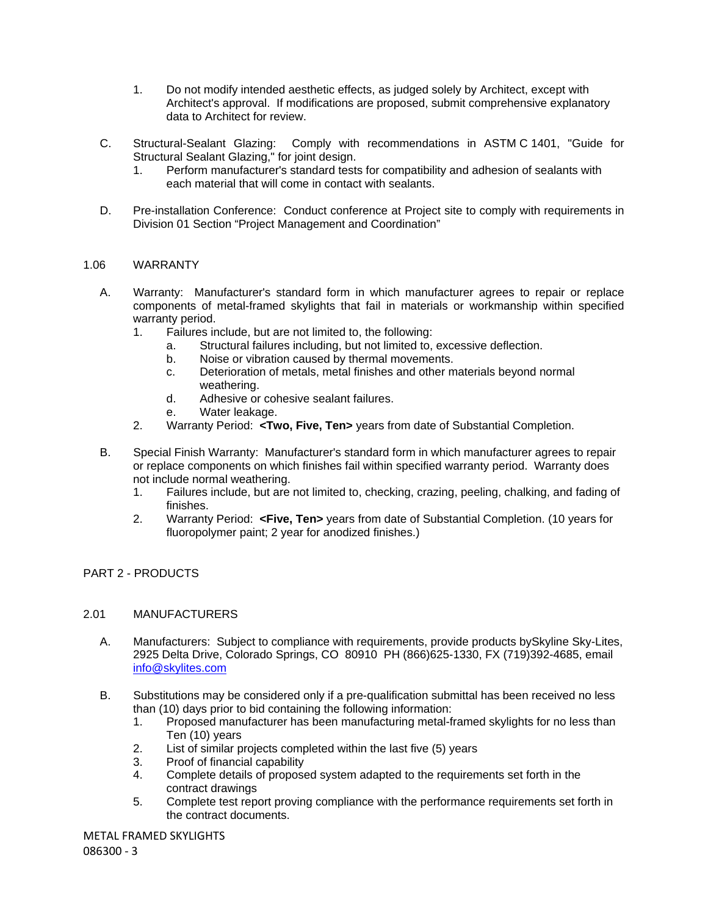1. Do not modify intended aesthetic effects, as judged solely by Architect, except with Architect's approval. If modifications are proposed, submit comprehensive explanatory data to Architect for review.

C. Structural-Sealant Glazing: Comply with recommendations in ASTM C 1401, "Guide for Structural Sealant Glazing," for joint design.
   1. Perform manufacturer's standard tests for compatibility and adhesion of sealants with each material that will come in contact with sealants.

D. Pre-installation Conference: Conduct conference at Project site to comply with requirements in Division 01 Section "Project Management and Coordination"

## 1.06 WARRANTY

A. Warranty: Manufacturer's standard form in which manufacturer agrees to repair or replace components of metal-framed skylights that fail in materials or workmanship within specified warranty period.
   1. Failures include, but are not limited to, the following:
      a. Structural failures including, but not limited to, excessive deflection.
      b. Noise or vibration caused by thermal movements.
      c. Deterioration of metals, metal finishes and other materials beyond normal weathering.
      d. Adhesive or cohesive sealant failures.
      e. Water leakage.
   2. Warranty Period: **<Two, Five, Ten>** years from date of Substantial Completion.

B. Special Finish Warranty: Manufacturer's standard form in which manufacturer agrees to repair or replace components on which finishes fail within specified warranty period. Warranty does not include normal weathering.
   1. Failures include, but are not limited to, checking, crazing, peeling, chalking, and fading of finishes.
   2. Warranty Period: **<Five, Ten>** years from date of Substantial Completion. (10 years for fluoropolymer paint; 2 year for anodized finishes.)

# PART 2 - PRODUCTS

## 2.01 MANUFACTURERS

A. Manufacturers: Subject to compliance with requirements, provide products bySkyline Sky-Lites, 2925 Delta Drive, Colorado Springs, CO 80910 PH (866)625-1330, FX (719)392-4685, email info@skylites.com

B. Substitutions may be considered only if a pre-qualification submittal has been received no less than (10) days prior to bid containing the following information:
   1. Proposed manufacturer has been manufacturing metal-framed skylights for no less than Ten (10) years
   2. List of similar projects completed within the last five (5) years
   3. Proof of financial capability
   4. Complete details of proposed system adapted to the requirements set forth in the contract drawings
   5. Complete test report proving compliance with the performance requirements set forth in the contract documents.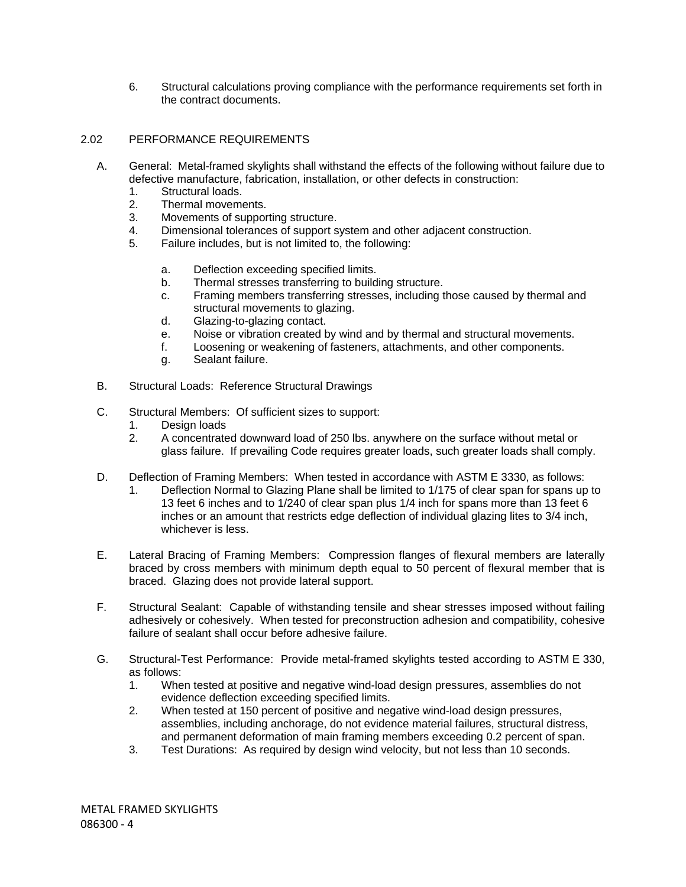6. Structural calculations proving compliance with the performance requirements set forth in the contract documents.

## 2.02 PERFORMANCE REQUIREMENTS

A. General: Metal-framed skylights shall withstand the effects of the following without failure due to defective manufacture, fabrication, installation, or other defects in construction:
   1. Structural loads.
   2. Thermal movements.
   3. Movements of supporting structure.
   4. Dimensional tolerances of support system and other adjacent construction.
   5. Failure includes, but is not limited to, the following:
      a. Deflection exceeding specified limits.
      b. Thermal stresses transferring to building structure.
      c. Framing members transferring stresses, including those caused by thermal and structural movements to glazing.
      d. Glazing-to-glazing contact.
      e. Noise or vibration created by wind and by thermal and structural movements.
      f. Loosening or weakening of fasteners, attachments, and other components.
      g. Sealant failure.

B. Structural Loads: Reference Structural Drawings

C. Structural Members: Of sufficient sizes to support:
   1. Design loads
   2. A concentrated downward load of 250 lbs. anywhere on the surface without metal or glass failure. If prevailing Code requires greater loads, such greater loads shall comply.

D. Deflection of Framing Members: When tested in accordance with ASTM E 3330, as follows:
   1. Deflection Normal to Glazing Plane shall be limited to 1/175 of clear span for spans up to 13 feet 6 inches and to 1/240 of clear span plus 1/4 inch for spans more than 13 feet 6 inches or an amount that restricts edge deflection of individual glazing lites to 3/4 inch, whichever is less.

E. Lateral Bracing of Framing Members: Compression flanges of flexural members are laterally braced by cross members with minimum depth equal to 50 percent of flexural member that is braced. Glazing does not provide lateral support.

F. Structural Sealant: Capable of withstanding tensile and shear stresses imposed without failing adhesively or cohesively. When tested for preconstruction adhesion and compatibility, cohesive failure of sealant shall occur before adhesive failure.

G. Structural-Test Performance: Provide metal-framed skylights tested according to ASTM E 330, as follows:
   1. When tested at positive and negative wind-load design pressures, assemblies do not evidence deflection exceeding specified limits.
   2. When tested at 150 percent of positive and negative wind-load design pressures, assemblies, including anchorage, do not evidence material failures, structural distress, and permanent deformation of main framing members exceeding 0.2 percent of span.
   3. Test Durations: As required by design wind velocity, but not less than 10 seconds.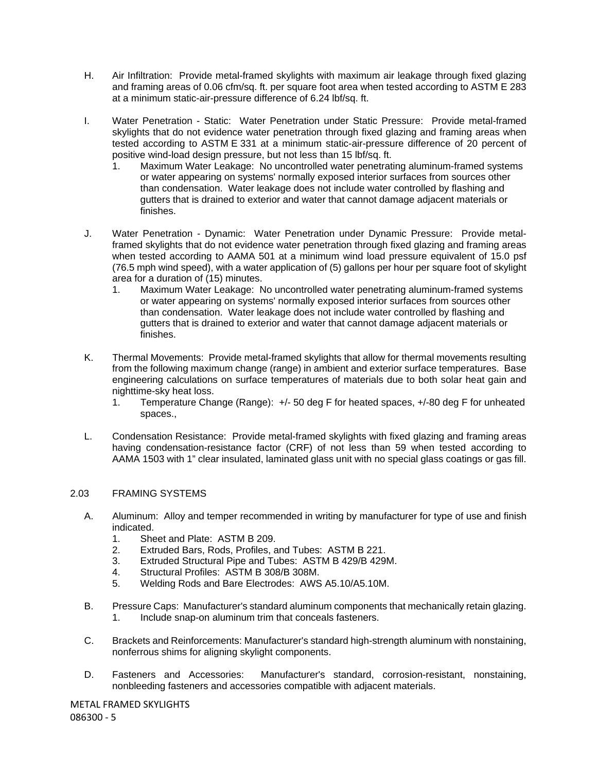H. Air Infiltration: Provide metal-framed skylights with maximum air leakage through fixed glazing and framing areas of 0.06 cfm/sq. ft. per square foot area when tested according to ASTM E 283 at a minimum static-air-pressure difference of 6.24 lbf/sq. ft.

I. Water Penetration - Static: Water Penetration under Static Pressure: Provide metal-framed skylights that do not evidence water penetration through fixed glazing and framing areas when tested according to ASTM E 331 at a minimum static-air-pressure difference of 20 percent of positive wind-load design pressure, but not less than 15 lbf/sq. ft.

1. Maximum Water Leakage: No uncontrolled water penetrating aluminum-framed systems or water appearing on systems' normally exposed interior surfaces from sources other than condensation. Water leakage does not include water controlled by flashing and gutters that is drained to exterior and water that cannot damage adjacent materials or finishes.

J. Water Penetration - Dynamic: Water Penetration under Dynamic Pressure: Provide metal-framed skylights that do not evidence water penetration through fixed glazing and framing areas when tested according to AAMA 501 at a minimum wind load pressure equivalent of 15.0 psf (76.5 mph wind speed), with a water application of (5) gallons per hour per square foot of skylight area for a duration of (15) minutes.

1. Maximum Water Leakage: No uncontrolled water penetrating aluminum-framed systems or water appearing on systems' normally exposed interior surfaces from sources other than condensation. Water leakage does not include water controlled by flashing and gutters that is drained to exterior and water that cannot damage adjacent materials or finishes.

K. Thermal Movements: Provide metal-framed skylights that allow for thermal movements resulting from the following maximum change (range) in ambient and exterior surface temperatures. Base engineering calculations on surface temperatures of materials due to both solar heat gain and nighttime-sky heat loss.

1. Temperature Change (Range): +/- 50 deg F for heated spaces, +/-80 deg F for unheated spaces.,

L. Condensation Resistance: Provide metal-framed skylights with fixed glazing and framing areas having condensation-resistance factor (CRF) of not less than 59 when tested according to AAMA 1503 with 1" clear insulated, laminated glass unit with no special glass coatings or gas fill.

## 2.03 FRAMING SYSTEMS

A. Aluminum: Alloy and temper recommended in writing by manufacturer for type of use and finish indicated.

1. Sheet and Plate: ASTM B 209.
2. Extruded Bars, Rods, Profiles, and Tubes: ASTM B 221.
3. Extruded Structural Pipe and Tubes: ASTM B 429/B 429M.
4. Structural Profiles: ASTM B 308/B 308M.
5. Welding Rods and Bare Electrodes: AWS A5.10/A5.10M.

B. Pressure Caps: Manufacturer's standard aluminum components that mechanically retain glazing.

1. Include snap-on aluminum trim that conceals fasteners.

C. Brackets and Reinforcements: Manufacturer's standard high-strength aluminum with nonstaining, nonferrous shims for aligning skylight components.

D. Fasteners and Accessories: Manufacturer's standard, corrosion-resistant, nonstaining, nonbleeding fasteners and accessories compatible with adjacent materials.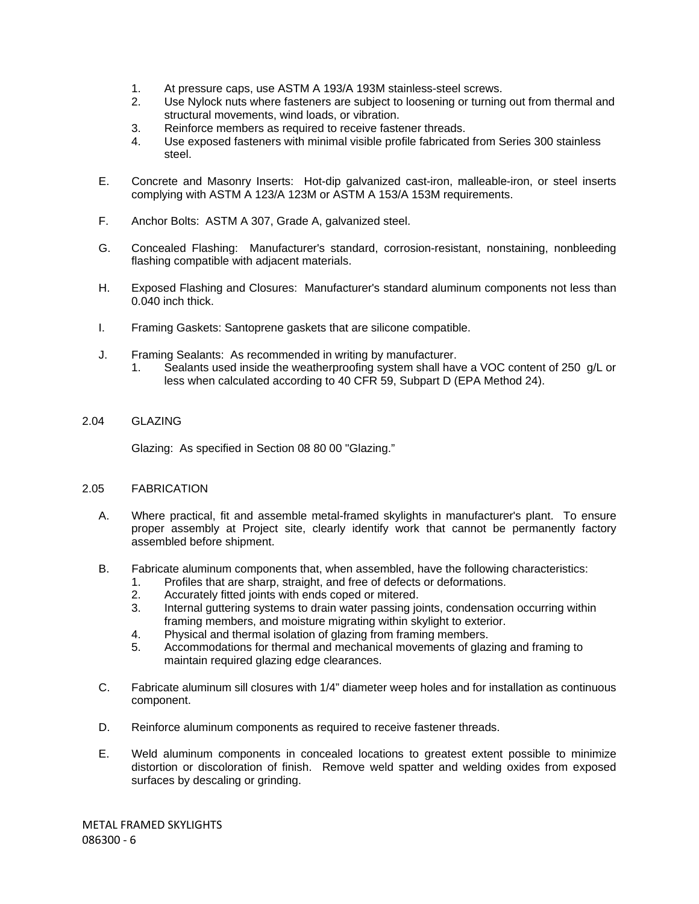1. At pressure caps, use ASTM A 193/A 193M stainless-steel screws.
2. Use Nylock nuts where fasteners are subject to loosening or turning out from thermal and structural movements, wind loads, or vibration.
3. Reinforce members as required to receive fastener threads.
4. Use exposed fasteners with minimal visible profile fabricated from Series 300 stainless steel.

E. Concrete and Masonry Inserts: Hot-dip galvanized cast-iron, malleable-iron, or steel inserts complying with ASTM A 123/A 123M or ASTM A 153/A 153M requirements.

F. Anchor Bolts: ASTM A 307, Grade A, galvanized steel.

G. Concealed Flashing: Manufacturer's standard, corrosion-resistant, nonstaining, nonbleeding flashing compatible with adjacent materials.

H. Exposed Flashing and Closures: Manufacturer's standard aluminum components not less than 0.040 inch thick.

I. Framing Gaskets: Santoprene gaskets that are silicone compatible.

J. Framing Sealants: As recommended in writing by manufacturer.
   1. Sealants used inside the weatherproofing system shall have a VOC content of 250 g/L or less when calculated according to 40 CFR 59, Subpart D (EPA Method 24).

## 2.04 GLAZING

Glazing: As specified in Section 08 80 00 "Glazing."

## 2.05 FABRICATION

A. Where practical, fit and assemble metal-framed skylights in manufacturer's plant. To ensure proper assembly at Project site, clearly identify work that cannot be permanently factory assembled before shipment.

B. Fabricate aluminum components that, when assembled, have the following characteristics:
   1. Profiles that are sharp, straight, and free of defects or deformations.
   2. Accurately fitted joints with ends coped or mitered.
   3. Internal guttering systems to drain water passing joints, condensation occurring within framing members, and moisture migrating within skylight to exterior.
   4. Physical and thermal isolation of glazing from framing members.
   5. Accommodations for thermal and mechanical movements of glazing and framing to maintain required glazing edge clearances.

C. Fabricate aluminum sill closures with 1/4" diameter weep holes and for installation as continuous component.

D. Reinforce aluminum components as required to receive fastener threads.

E. Weld aluminum components in concealed locations to greatest extent possible to minimize distortion or discoloration of finish. Remove weld spatter and welding oxides from exposed surfaces by descaling or grinding.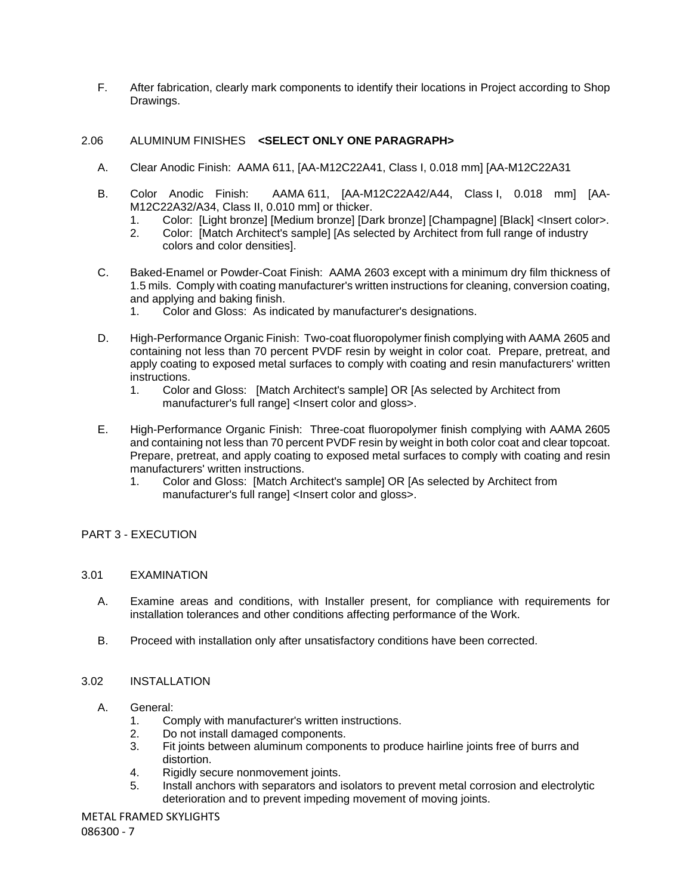F. After fabrication, clearly mark components to identify their locations in Project according to Shop Drawings.

## 2.06 ALUMINUM FINISHES **<SELECT ONLY ONE PARAGRAPH>**

A. Clear Anodic Finish: AAMA 611, [AA-M12C22A41, Class I, 0.018 mm] [AA-M12C22A31

B. Color Anodic Finish: AAMA 611, [AA-M12C22A42/A44, Class I, 0.018 mm] [AA-M12C22A32/A34, Class II, 0.010 mm] or thicker.
   1. Color: [Light bronze] [Medium bronze] [Dark bronze] [Champagne] [Black] <Insert color>.
   2. Color: [Match Architect's sample] [As selected by Architect from full range of industry colors and color densities].

C. Baked-Enamel or Powder-Coat Finish: AAMA 2603 except with a minimum dry film thickness of 1.5 mils. Comply with coating manufacturer's written instructions for cleaning, conversion coating, and applying and baking finish.
   1. Color and Gloss: As indicated by manufacturer's designations.

D. High-Performance Organic Finish: Two-coat fluoropolymer finish complying with AAMA 2605 and containing not less than 70 percent PVDF resin by weight in color coat. Prepare, pretreat, and apply coating to exposed metal surfaces to comply with coating and resin manufacturers' written instructions.
   1. Color and Gloss: [Match Architect's sample] OR [As selected by Architect from manufacturer's full range] <Insert color and gloss>.

E. High-Performance Organic Finish: Three-coat fluoropolymer finish complying with AAMA 2605 and containing not less than 70 percent PVDF resin by weight in both color coat and clear topcoat. Prepare, pretreat, and apply coating to exposed metal surfaces to comply with coating and resin manufacturers' written instructions.
   1. Color and Gloss: [Match Architect's sample] OR [As selected by Architect from manufacturer's full range] <Insert color and gloss>.

# PART 3 - EXECUTION

## 3.01 EXAMINATION

A. Examine areas and conditions, with Installer present, for compliance with requirements for installation tolerances and other conditions affecting performance of the Work.

B. Proceed with installation only after unsatisfactory conditions have been corrected.

## 3.02 INSTALLATION

A. General:
   1. Comply with manufacturer's written instructions.
   2. Do not install damaged components.
   3. Fit joints between aluminum components to produce hairline joints free of burrs and distortion.
   4. Rigidly secure nonmovement joints.
   5. Install anchors with separators and isolators to prevent metal corrosion and electrolytic deterioration and to prevent impeding movement of moving joints.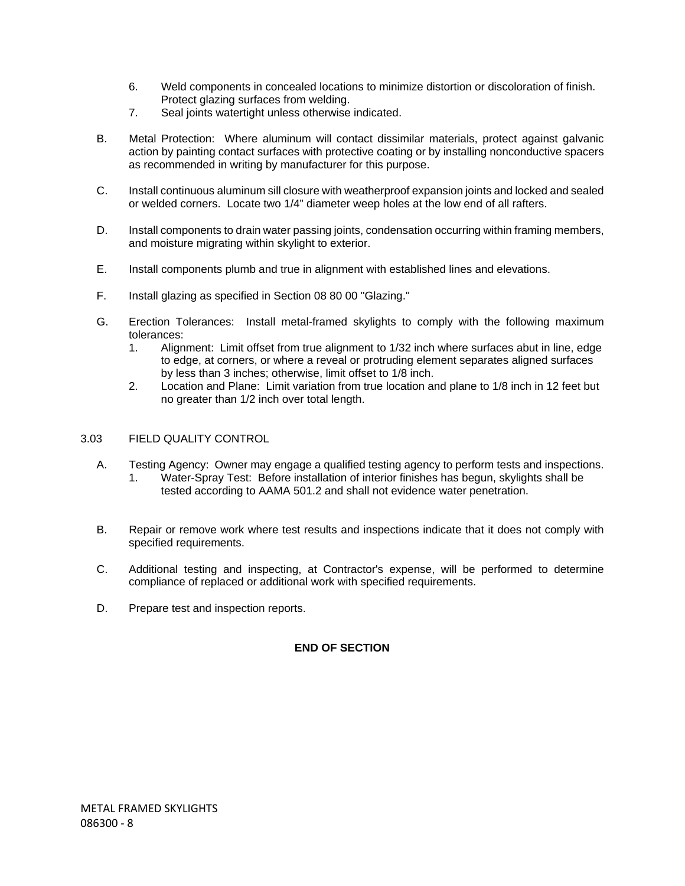6. Weld components in concealed locations to minimize distortion or discoloration of finish. Protect glazing surfaces from welding.
7. Seal joints watertight unless otherwise indicated.

B. Metal Protection: Where aluminum will contact dissimilar materials, protect against galvanic action by painting contact surfaces with protective coating or by installing nonconductive spacers as recommended in writing by manufacturer for this purpose.

C. Install continuous aluminum sill closure with weatherproof expansion joints and locked and sealed or welded corners. Locate two 1/4" diameter weep holes at the low end of all rafters.

D. Install components to drain water passing joints, condensation occurring within framing members, and moisture migrating within skylight to exterior.

E. Install components plumb and true in alignment with established lines and elevations.

F. Install glazing as specified in Section 08 80 00 "Glazing."

G. Erection Tolerances: Install metal-framed skylights to comply with the following maximum tolerances:
1. Alignment: Limit offset from true alignment to 1/32 inch where surfaces abut in line, edge to edge, at corners, or where a reveal or protruding element separates aligned surfaces by less than 3 inches; otherwise, limit offset to 1/8 inch.
2. Location and Plane: Limit variation from true location and plane to 1/8 inch in 12 feet but no greater than 1/2 inch over total length.

3.03 FIELD QUALITY CONTROL

A. Testing Agency: Owner may engage a qualified testing agency to perform tests and inspections.
1. Water-Spray Test: Before installation of interior finishes has begun, skylights shall be tested according to AAMA 501.2 and shall not evidence water penetration.

B. Repair or remove work where test results and inspections indicate that it does not comply with specified requirements.

C. Additional testing and inspecting, at Contractor's expense, will be performed to determine compliance of replaced or additional work with specified requirements.

D. Prepare test and inspection reports.

**END OF SECTION**